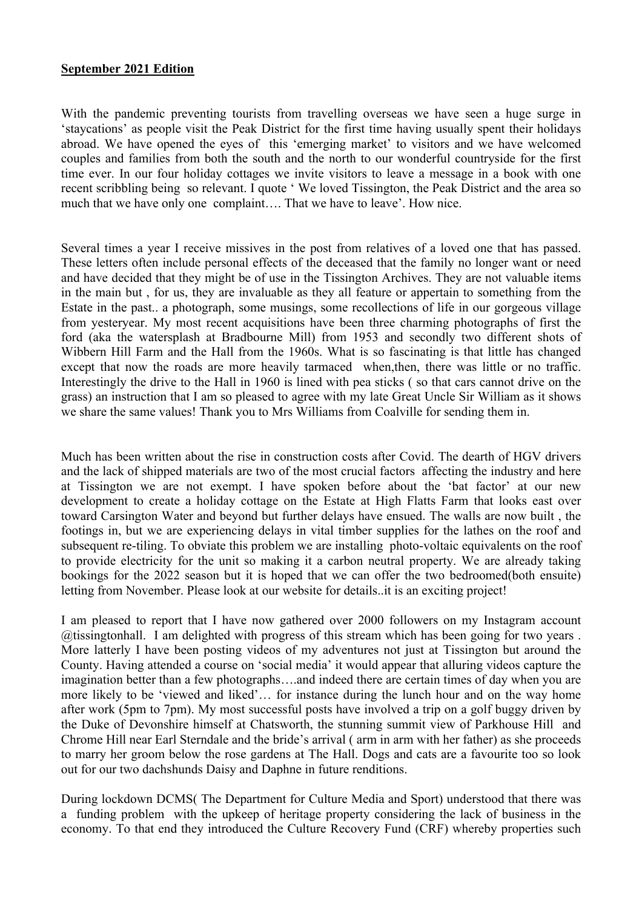**September 2021 Edition**

With the pandemic preventing tourists from travelling overseas we have seen a huge surge in 'staycations' as people visit the Peak District for the first time having usually spent their holidays abroad. We have opened the eyes of this 'emerging market' to visitors and we have welcomed couples and families from both the south and the north to our wonderful countryside for the first time ever. In our four holiday cottages we invite visitors to leave a message in a book with one recent scribbling being so relevant. I quote ' We loved Tissington, the Peak District and the area so much that we have only one complaint…. That we have to leave'. How nice.

Several times a year I receive missives in the post from relatives of a loved one that has passed. These letters often include personal effects of the deceased that the family no longer want or need and have decided that they might be of use in the Tissington Archives. They are not valuable items in the main but , for us, they are invaluable as they all feature or appertain to something from the Estate in the past.. a photograph, some musings, some recollections of life in our gorgeous village from yesteryear. My most recent acquisitions have been three charming photographs of first the ford (aka the watersplash at Bradbourne Mill) from 1953 and secondly two different shots of Wibbern Hill Farm and the Hall from the 1960s. What is so fascinating is that little has changed except that now the roads are more heavily tarmaced when,then, there was little or no traffic. Interestingly the drive to the Hall in 1960 is lined with pea sticks ( so that cars cannot drive on the grass) an instruction that I am so pleased to agree with my late Great Uncle Sir William as it shows we share the same values! Thank you to Mrs Williams from Coalville for sending them in.

Much has been written about the rise in construction costs after Covid. The dearth of HGV drivers and the lack of shipped materials are two of the most crucial factors affecting the industry and here at Tissington we are not exempt. I have spoken before about the 'bat factor' at our new development to create a holiday cottage on the Estate at High Flatts Farm that looks east over toward Carsington Water and beyond but further delays have ensued. The walls are now built , the footings in, but we are experiencing delays in vital timber supplies for the lathes on the roof and subsequent re-tiling. To obviate this problem we are installing photo-voltaic equivalents on the roof to provide electricity for the unit so making it a carbon neutral property. We are already taking bookings for the 2022 season but it is hoped that we can offer the two bedroomed(both ensuite) letting from November. Please look at our website for details..it is an exciting project!

I am pleased to report that I have now gathered over 2000 followers on my Instagram account @tissingtonhall. I am delighted with progress of this stream which has been going for two years . More latterly I have been posting videos of my adventures not just at Tissington but around the County. Having attended a course on 'social media' it would appear that alluring videos capture the imagination better than a few photographs….and indeed there are certain times of day when you are more likely to be 'viewed and liked'… for instance during the lunch hour and on the way home after work (5pm to 7pm). My most successful posts have involved a trip on a golf buggy driven by the Duke of Devonshire himself at Chatsworth, the stunning summit view of Parkhouse Hill and Chrome Hill near Earl Sterndale and the bride's arrival ( arm in arm with her father) as she proceeds to marry her groom below the rose gardens at The Hall. Dogs and cats are a favourite too so look out for our two dachshunds Daisy and Daphne in future renditions.

During lockdown DCMS( The Department for Culture Media and Sport) understood that there was a funding problem with the upkeep of heritage property considering the lack of business in the economy. To that end they introduced the Culture Recovery Fund (CRF) whereby properties such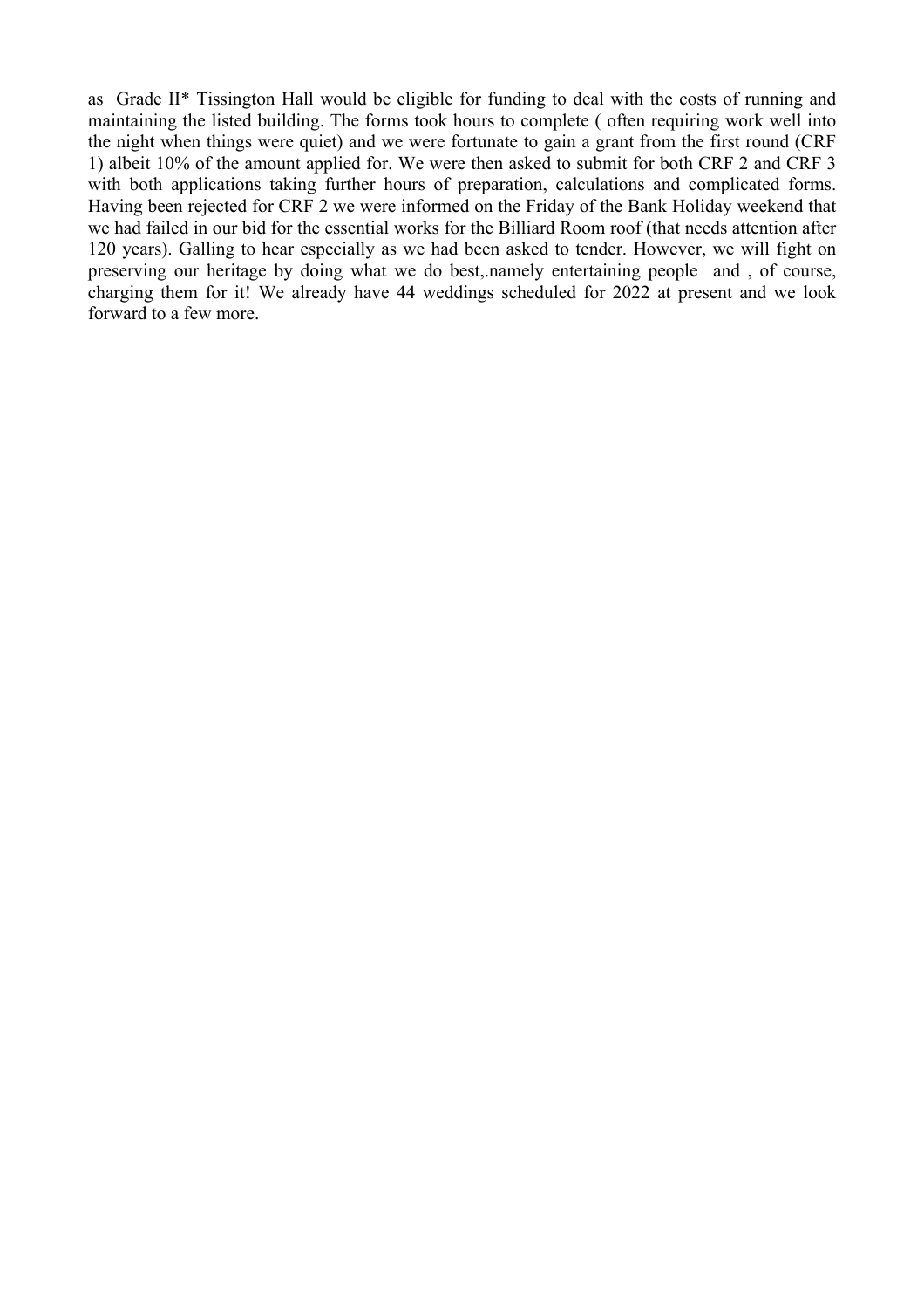as Grade II* Tissington Hall would be eligible for funding to deal with the costs of running and maintaining the listed building. The forms took hours to complete ( often requiring work well into the night when things were quiet) and we were fortunate to gain a grant from the first round (CRF 1) albeit 10% of the amount applied for. We were then asked to submit for both CRF 2 and CRF 3 with both applications taking further hours of preparation, calculations and complicated forms. Having been rejected for CRF 2 we were informed on the Friday of the Bank Holiday weekend that we had failed in our bid for the essential works for the Billiard Room roof (that needs attention after 120 years). Galling to hear especially as we had been asked to tender. However, we will fight on preserving our heritage by doing what we do best,.namely entertaining people and , of course, charging them for it! We already have 44 weddings scheduled for 2022 at present and we look forward to a few more.